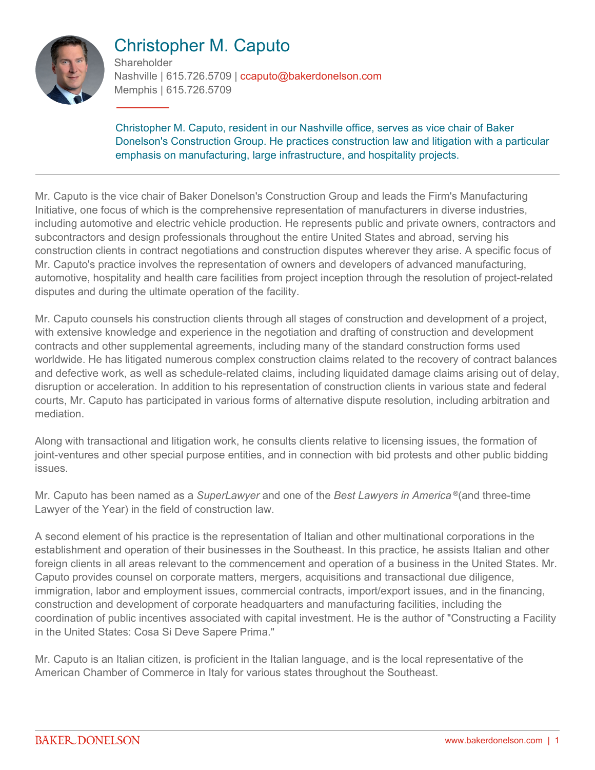# Christopher M. Caputo

Shareholder
Nashville | 615.726.5709 | ccaputo@bakerdonelson.com
Memphis | 615.726.5709

Christopher M. Caputo, resident in our Nashville office, serves as vice chair of Baker Donelson's Construction Group. He practices construction law and litigation with a particular emphasis on manufacturing, large infrastructure, and hospitality projects.

---

Mr. Caputo is the vice chair of Baker Donelson's Construction Group and leads the Firm's Manufacturing Initiative, one focus of which is the comprehensive representation of manufacturers in diverse industries, including automotive and electric vehicle production. He represents public and private owners, contractors and subcontractors and design professionals throughout the entire United States and abroad, serving his construction clients in contract negotiations and construction disputes wherever they arise. A specific focus of Mr. Caputo's practice involves the representation of owners and developers of advanced manufacturing, automotive, hospitality and health care facilities from project inception through the resolution of project-related disputes and during the ultimate operation of the facility.

Mr. Caputo counsels his construction clients through all stages of construction and development of a project, with extensive knowledge and experience in the negotiation and drafting of construction and development contracts and other supplemental agreements, including many of the standard construction forms used worldwide. He has litigated numerous complex construction claims related to the recovery of contract balances and defective work, as well as schedule-related claims, including liquidated damage claims arising out of delay, disruption or acceleration. In addition to his representation of construction clients in various state and federal courts, Mr. Caputo has participated in various forms of alternative dispute resolution, including arbitration and mediation.

Along with transactional and litigation work, he consults clients relative to licensing issues, the formation of joint-ventures and other special purpose entities, and in connection with bid protests and other public bidding issues.

Mr. Caputo has been named as a *SuperLawyer* and one of the *Best Lawyers in America*®(and three-time Lawyer of the Year) in the field of construction law.

A second element of his practice is the representation of Italian and other multinational corporations in the establishment and operation of their businesses in the Southeast. In this practice, he assists Italian and other foreign clients in all areas relevant to the commencement and operation of a business in the United States. Mr. Caputo provides counsel on corporate matters, mergers, acquisitions and transactional due diligence, immigration, labor and employment issues, commercial contracts, import/export issues, and in the financing, construction and development of corporate headquarters and manufacturing facilities, including the coordination of public incentives associated with capital investment. He is the author of "Constructing a Facility in the United States: Cosa Si Deve Sapere Prima."

Mr. Caputo is an Italian citizen, is proficient in the Italian language, and is the local representative of the American Chamber of Commerce in Italy for various states throughout the Southeast.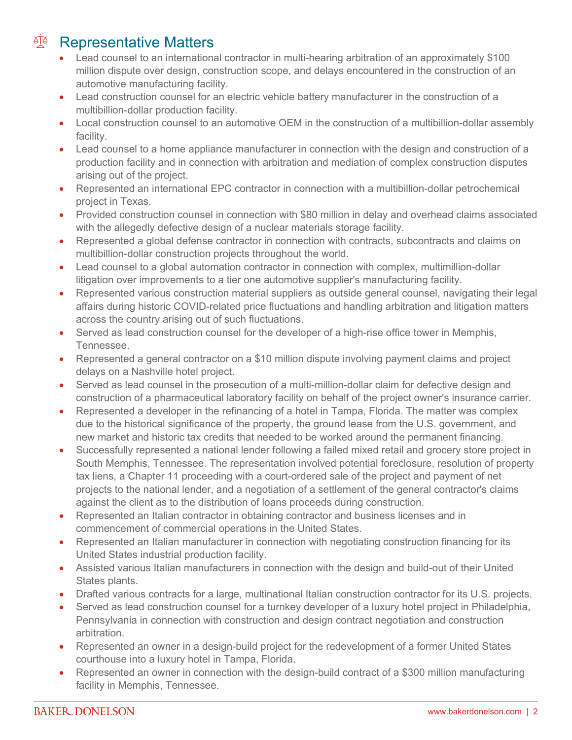## Representative Matters

- Lead counsel to an international contractor in multi-hearing arbitration of an approximately $100 million dispute over design, construction scope, and delays encountered in the construction of an automotive manufacturing facility.
- Lead construction counsel for an electric vehicle battery manufacturer in the construction of a multibillion-dollar production facility.
- Local construction counsel to an automotive OEM in the construction of a multibillion-dollar assembly facility.
- Lead counsel to a home appliance manufacturer in connection with the design and construction of a production facility and in connection with arbitration and mediation of complex construction disputes arising out of the project.
- Represented an international EPC contractor in connection with a multibillion-dollar petrochemical project in Texas.
- Provided construction counsel in connection with $80 million in delay and overhead claims associated with the allegedly defective design of a nuclear materials storage facility.
- Represented a global defense contractor in connection with contracts, subcontracts and claims on multibillion-dollar construction projects throughout the world.
- Lead counsel to a global automation contractor in connection with complex, multimillion-dollar litigation over improvements to a tier one automotive supplier's manufacturing facility.
- Represented various construction material suppliers as outside general counsel, navigating their legal affairs during historic COVID-related price fluctuations and handling arbitration and litigation matters across the country arising out of such fluctuations.
- Served as lead construction counsel for the developer of a high-rise office tower in Memphis, Tennessee.
- Represented a general contractor on a $10 million dispute involving payment claims and project delays on a Nashville hotel project.
- Served as lead counsel in the prosecution of a multi-million-dollar claim for defective design and construction of a pharmaceutical laboratory facility on behalf of the project owner's insurance carrier.
- Represented a developer in the refinancing of a hotel in Tampa, Florida. The matter was complex due to the historical significance of the property, the ground lease from the U.S. government, and new market and historic tax credits that needed to be worked around the permanent financing.
- Successfully represented a national lender following a failed mixed retail and grocery store project in South Memphis, Tennessee. The representation involved potential foreclosure, resolution of property tax liens, a Chapter 11 proceeding with a court-ordered sale of the project and payment of net projects to the national lender, and a negotiation of a settlement of the general contractor's claims against the client as to the distribution of loans proceeds during construction.
- Represented an Italian contractor in obtaining contractor and business licenses and in commencement of commercial operations in the United States.
- Represented an Italian manufacturer in connection with negotiating construction financing for its United States industrial production facility.
- Assisted various Italian manufacturers in connection with the design and build-out of their United States plants.
- Drafted various contracts for a large, multinational Italian construction contractor for its U.S. projects.
- Served as lead construction counsel for a turnkey developer of a luxury hotel project in Philadelphia, Pennsylvania in connection with construction and design contract negotiation and construction arbitration.
- Represented an owner in a design-build project for the redevelopment of a former United States courthouse into a luxury hotel in Tampa, Florida.
- Represented an owner in connection with the design-build contract of a $300 million manufacturing facility in Memphis, Tennessee.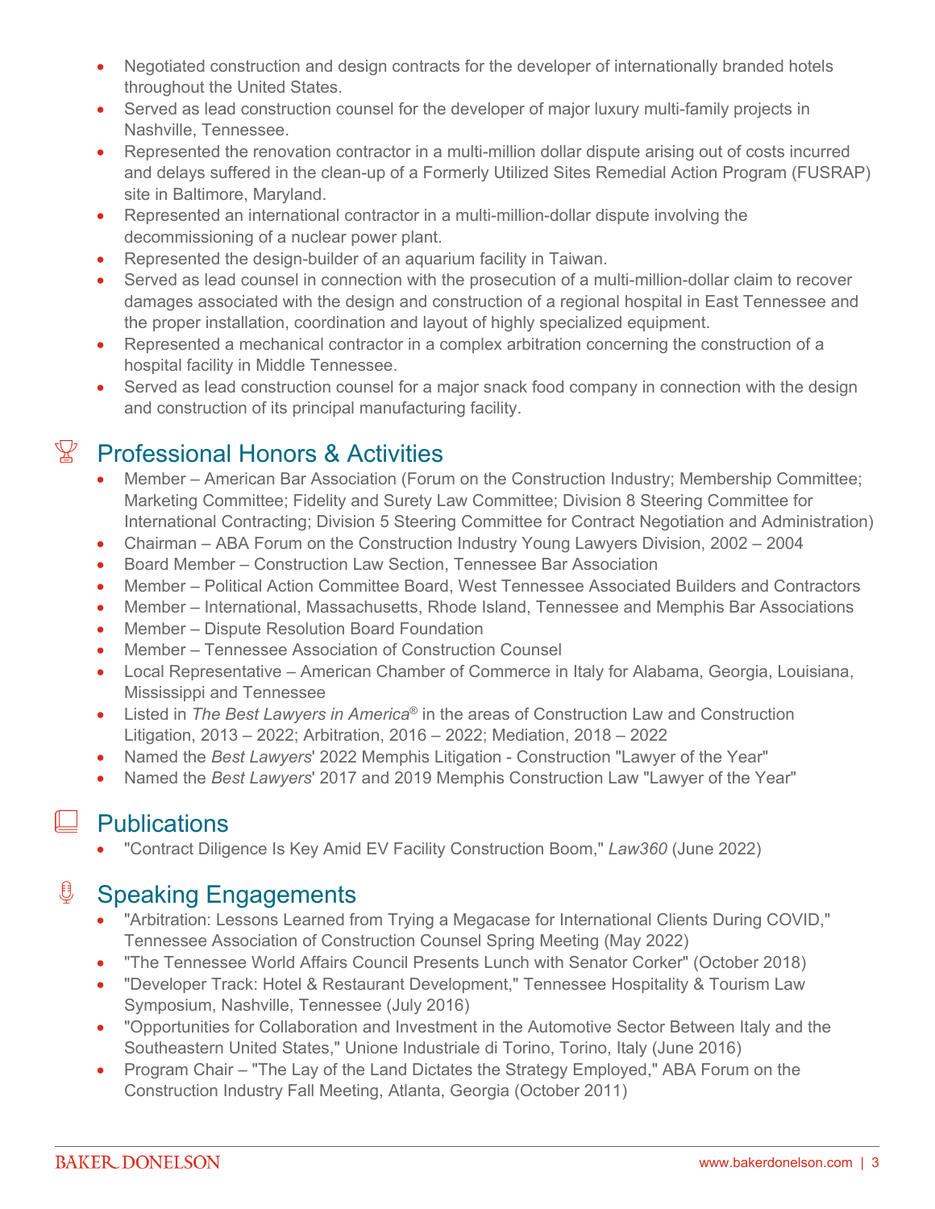- Negotiated construction and design contracts for the developer of internationally branded hotels throughout the United States.
- Served as lead construction counsel for the developer of major luxury multi-family projects in Nashville, Tennessee.
- Represented the renovation contractor in a multi-million dollar dispute arising out of costs incurred and delays suffered in the clean-up of a Formerly Utilized Sites Remedial Action Program (FUSRAP) site in Baltimore, Maryland.
- Represented an international contractor in a multi-million-dollar dispute involving the decommissioning of a nuclear power plant.
- Represented the design-builder of an aquarium facility in Taiwan.
- Served as lead counsel in connection with the prosecution of a multi-million-dollar claim to recover damages associated with the design and construction of a regional hospital in East Tennessee and the proper installation, coordination and layout of highly specialized equipment.
- Represented a mechanical contractor in a complex arbitration concerning the construction of a hospital facility in Middle Tennessee.
- Served as lead construction counsel for a major snack food company in connection with the design and construction of its principal manufacturing facility.

## Professional Honors & Activities

- Member – American Bar Association (Forum on the Construction Industry; Membership Committee; Marketing Committee; Fidelity and Surety Law Committee; Division 8 Steering Committee for International Contracting; Division 5 Steering Committee for Contract Negotiation and Administration)
- Chairman – ABA Forum on the Construction Industry Young Lawyers Division, 2002 – 2004
- Board Member – Construction Law Section, Tennessee Bar Association
- Member – Political Action Committee Board, West Tennessee Associated Builders and Contractors
- Member – International, Massachusetts, Rhode Island, Tennessee and Memphis Bar Associations
- Member – Dispute Resolution Board Foundation
- Member – Tennessee Association of Construction Counsel
- Local Representative – American Chamber of Commerce in Italy for Alabama, Georgia, Louisiana, Mississippi and Tennessee
- Listed in *The Best Lawyers in America*® in the areas of Construction Law and Construction Litigation, 2013 – 2022; Arbitration, 2016 – 2022; Mediation, 2018 – 2022
- Named the *Best Lawyers*' 2022 Memphis Litigation - Construction "Lawyer of the Year"
- Named the *Best Lawyers*' 2017 and 2019 Memphis Construction Law "Lawyer of the Year"

## Publications

- "Contract Diligence Is Key Amid EV Facility Construction Boom," *Law360* (June 2022)

## Speaking Engagements

- "Arbitration: Lessons Learned from Trying a Megacase for International Clients During COVID," Tennessee Association of Construction Counsel Spring Meeting (May 2022)
- "The Tennessee World Affairs Council Presents Lunch with Senator Corker" (October 2018)
- "Developer Track: Hotel & Restaurant Development," Tennessee Hospitality & Tourism Law Symposium, Nashville, Tennessee (July 2016)
- "Opportunities for Collaboration and Investment in the Automotive Sector Between Italy and the Southeastern United States," Unione Industriale di Torino, Torino, Italy (June 2016)
- Program Chair – "The Lay of the Land Dictates the Strategy Employed," ABA Forum on the Construction Industry Fall Meeting, Atlanta, Georgia (October 2011)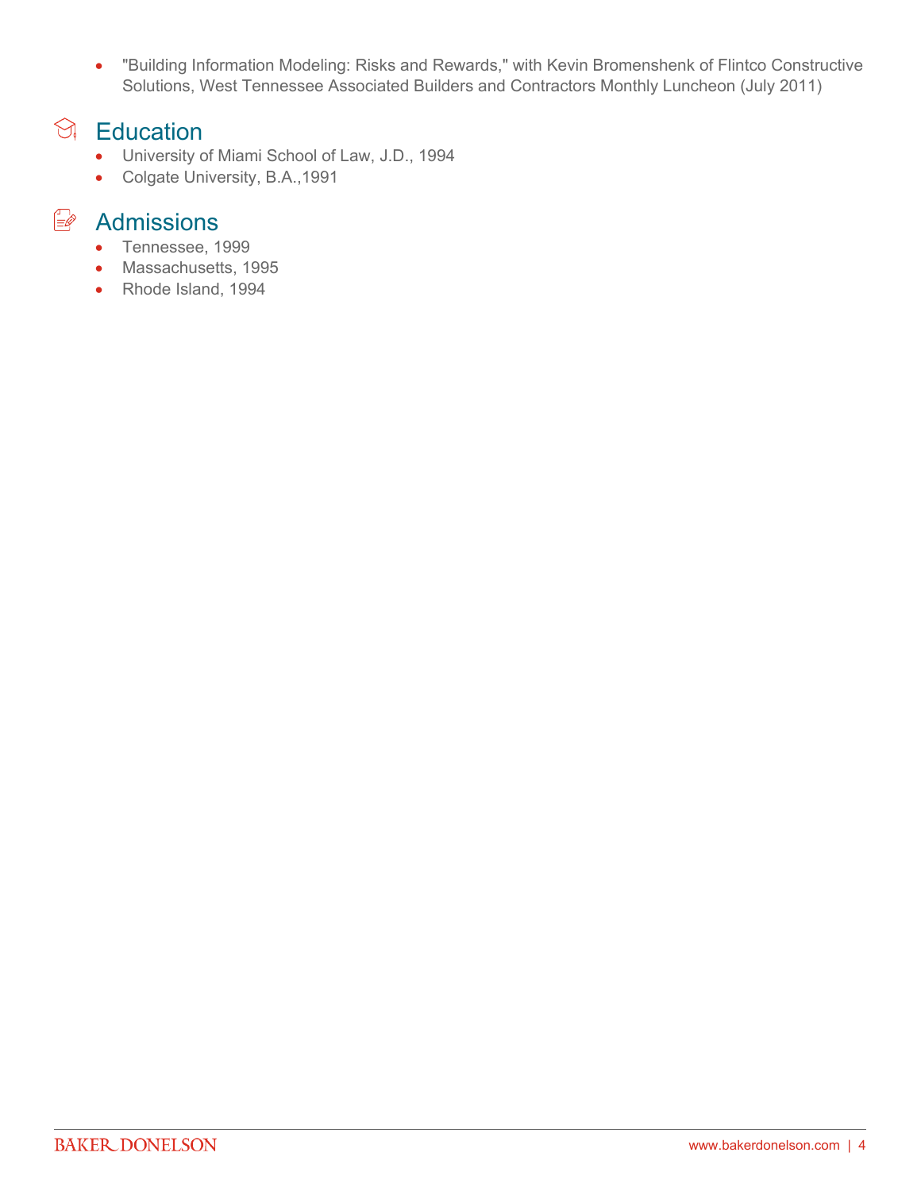- "Building Information Modeling: Risks and Rewards," with Kevin Bromenshenk of Flintco Constructive Solutions, West Tennessee Associated Builders and Contractors Monthly Luncheon (July 2011)

## Education

- University of Miami School of Law, J.D., 1994
- Colgate University, B.A.,1991

## Admissions

- Tennessee, 1999
- Massachusetts, 1995
- Rhode Island, 1994